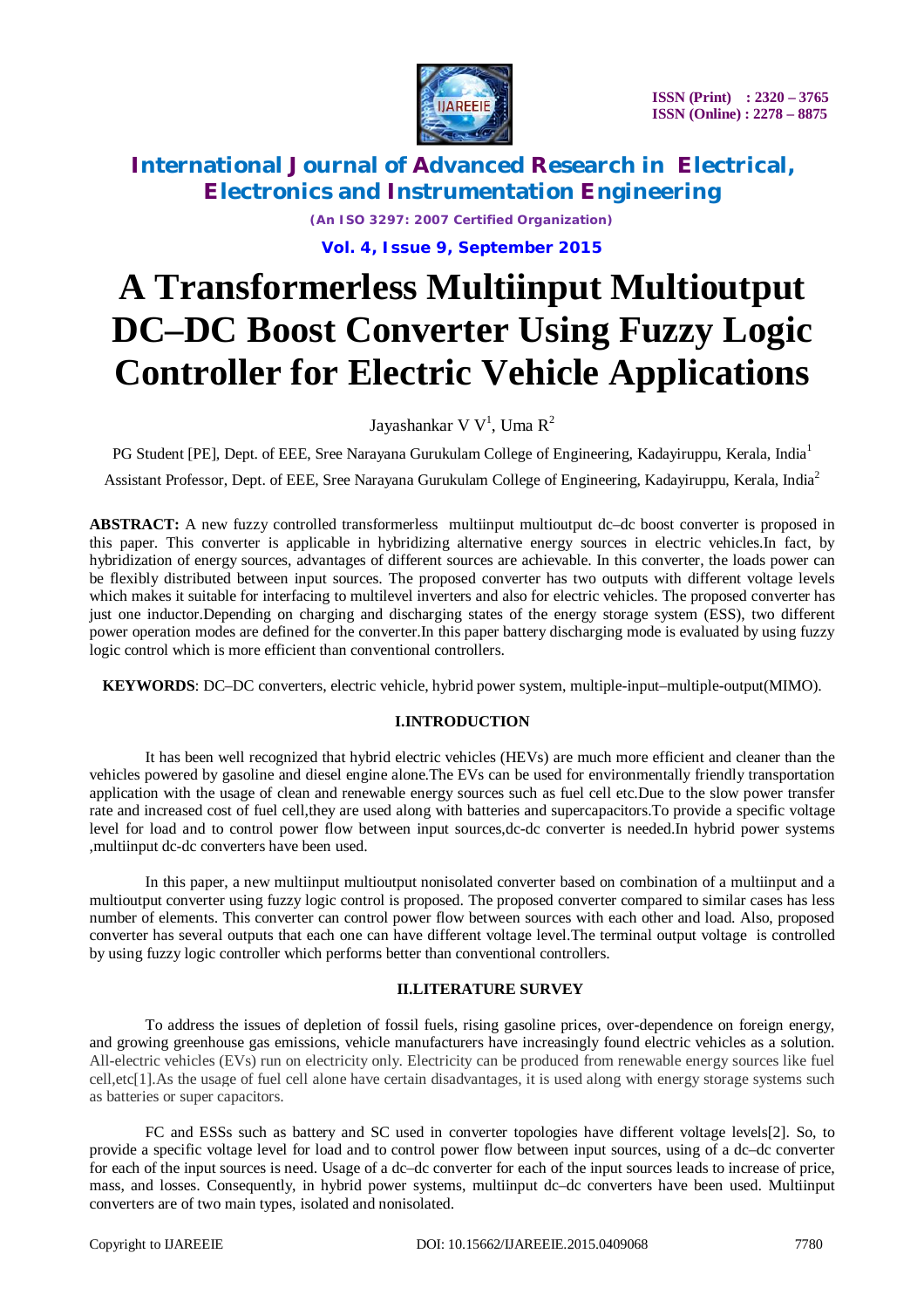# A Transformerless Multiinput Multioutput DC–DC Boost Converter Using Fuzzy Logic Controller for Electric Vehicle Applications

Jayashankar V V[1], Uma R[2]

PG Student [PE], Dept. of EEE, Sree Narayana Gurukulam College of Engineering, Kadayiruppu, Kerala, India[1]

Assistant Professor, Dept. of EEE, Sree Narayana Gurukulam College of Engineering, Kadayiruppu, Kerala, India[2]

**ABSTRACT:** A new fuzzy controlled transformerless multiinput multioutput dc–dc boost converter is proposed in this paper. This converter is applicable in hybridizing alternative energy sources in electric vehicles.In fact, by hybridization of energy sources, advantages of different sources are achievable. In this converter, the loads power can be flexibly distributed between input sources. The proposed converter has two outputs with different voltage levels which makes it suitable for interfacing to multilevel inverters and also for electric vehicles. The proposed converter has just one inductor.Depending on charging and discharging states of the energy storage system (ESS), two different power operation modes are defined for the converter.In this paper battery discharging mode is evaluated by using fuzzy logic control which is more efficient than conventional controllers.

**KEYWORDS**: DC–DC converters, electric vehicle, hybrid power system, multiple-input–multiple-output(MIMO).

## I.INTRODUCTION

It has been well recognized that hybrid electric vehicles (HEVs) are much more efficient and cleaner than the vehicles powered by gasoline and diesel engine alone.The EVs can be used for environmentally friendly transportation application with the usage of clean and renewable energy sources such as fuel cell etc.Due to the slow power transfer rate and increased cost of fuel cell,they are used along with batteries and supercapacitors.To provide a specific voltage level for load and to control power flow between input sources,dc-dc converter is needed.In hybrid power systems ,multiinput dc-dc converters have been used.

In this paper, a new multiinput multioutput nonisolated converter based on combination of a multiinput and a multioutput converter using fuzzy logic control is proposed. The proposed converter compared to similar cases has less number of elements. This converter can control power flow between sources with each other and load. Also, proposed converter has several outputs that each one can have different voltage level.The terminal output voltage is controlled by using fuzzy logic controller which performs better than conventional controllers.

## II.LITERATURE SURVEY

To address the issues of depletion of fossil fuels, rising gasoline prices, over-dependence on foreign energy, and growing greenhouse gas emissions, vehicle manufacturers have increasingly found electric vehicles as a solution. All-electric vehicles (EVs) run on electricity only. Electricity can be produced from renewable energy sources like fuel cell,etc[1].As the usage of fuel cell alone have certain disadvantages, it is used along with energy storage systems such as batteries or super capacitors.

FC and ESSs such as battery and SC used in converter topologies have different voltage levels[2]. So, to provide a specific voltage level for load and to control power flow between input sources, using of a dc–dc converter for each of the input sources is need. Usage of a dc–dc converter for each of the input sources leads to increase of price, mass, and losses. Consequently, in hybrid power systems, multiinput dc–dc converters have been used. Multiinput converters are of two main types, isolated and nonisolated.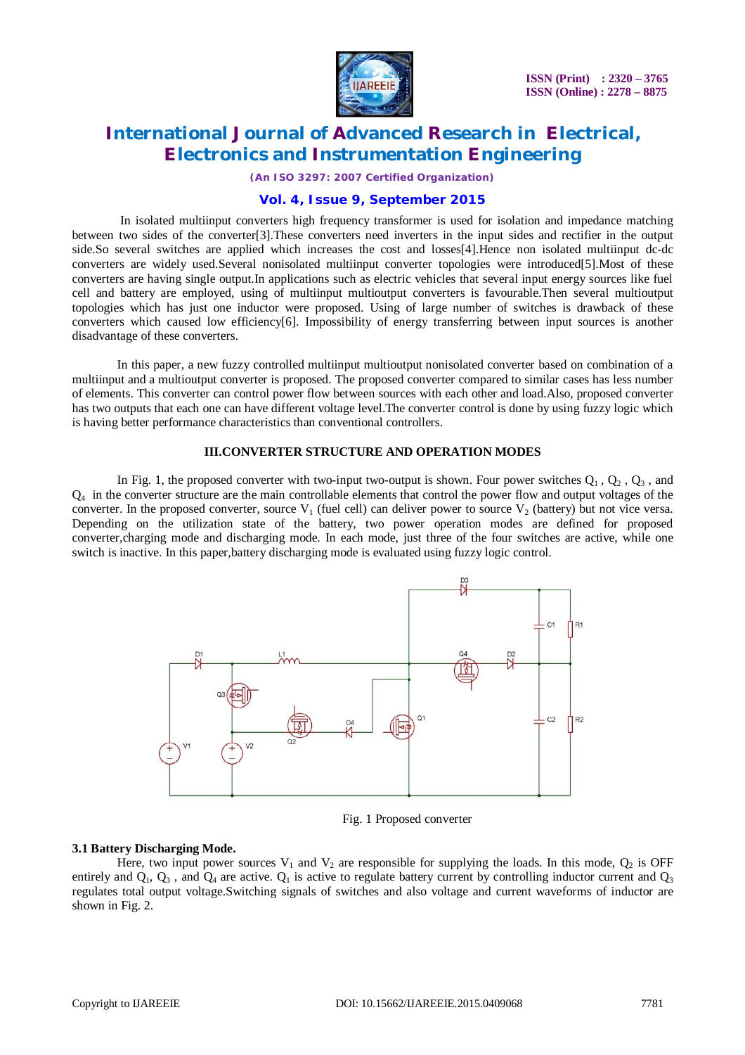In isolated multiinput converters high frequency transformer is used for isolation and impedance matching between two sides of the converter[3].These converters need inverters in the input sides and rectifier in the output side.So several switches are applied which increases the cost and losses[4].Hence non isolated multiinput dc-dc converters are widely used.Several nonisolated multiinput converter topologies were introduced[5].Most of these converters are having single output.In applications such as electric vehicles that several input energy sources like fuel cell and battery are employed, using of multiinput multioutput converters is favourable.Then several multioutput topologies which has just one inductor were proposed. Using of large number of switches is drawback of these converters which caused low efficiency[6]. Impossibility of energy transferring between input sources is another disadvantage of these converters.

In this paper, a new fuzzy controlled multiinput multioutput nonisolated converter based on combination of a multiinput and a multioutput converter is proposed. The proposed converter compared to similar cases has less number of elements. This converter can control power flow between sources with each other and load.Also, proposed converter has two outputs that each one can have different voltage level.The converter control is done by using fuzzy logic which is having better performance characteristics than conventional controllers.

## III.CONVERTER STRUCTURE AND OPERATION MODES

In Fig. 1, the proposed converter with two-input two-output is shown. Four power switches $Q_1$ , $Q_2$ , $Q_3$ , and $Q_4$ in the converter structure are the main controllable elements that control the power flow and output voltages of the converter. In the proposed converter, source $V_1$ (fuel cell) can deliver power to source $V_2$ (battery) but not vice versa. Depending on the utilization state of the battery, two power operation modes are defined for proposed converter,charging mode and discharging mode. In each mode, just three of the four switches are active, while one switch is inactive. In this paper,battery discharging mode is evaluated using fuzzy logic control.

Fig. 1 Proposed converter

### 3.1 Battery Discharging Mode.

Here, two input power sources $V_1$ and $V_2$ are responsible for supplying the loads. In this mode, $Q_2$ is OFF entirely and $Q_1$, $Q_3$ , and $Q_4$ are active. $Q_1$ is active to regulate battery current by controlling inductor current and $Q_3$ regulates total output voltage.Switching signals of switches and also voltage and current waveforms of inductor are shown in Fig. 2.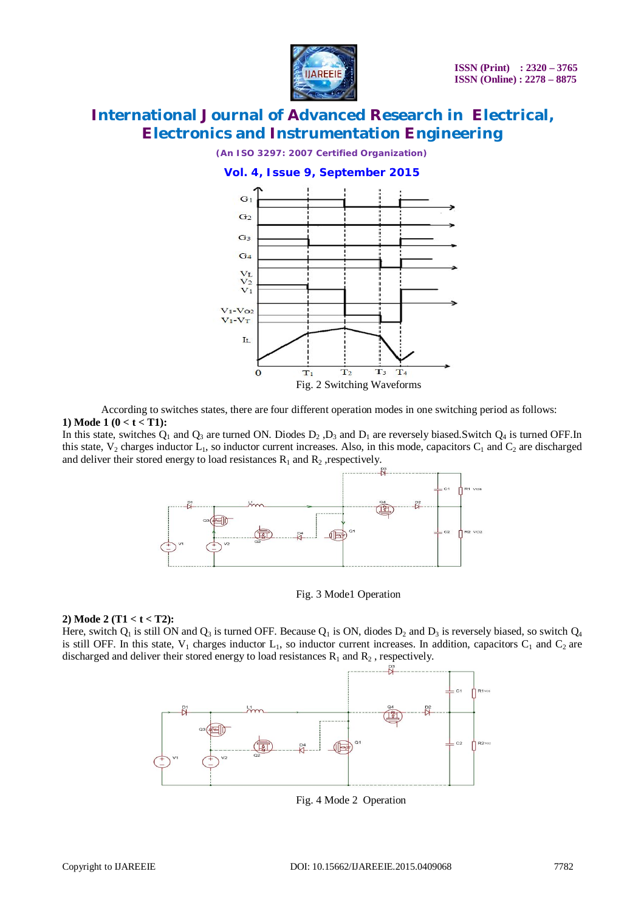Fig. 2 Switching Waveforms

According to switches states, there are four different operation modes in one switching period as follows:

**1) Mode 1 (0 < t < T1):**

In this state, switches $Q_1$ and $Q_3$ are turned ON. Diodes $D_2$ ,$D_3$ and $D_1$ are reversely biased.Switch $Q_4$ is turned OFF.In this state, $V_2$ charges inductor $L_1$, so inductor current increases. Also, in this mode, capacitors $C_1$ and $C_2$ are discharged and deliver their stored energy to load resistances $R_1$ and $R_2$ ,respectively.

Fig. 3 Mode1 Operation

**2) Mode 2 (T1 < t < T2):**

Here, switch $Q_1$ is still ON and $Q_3$ is turned OFF. Because $Q_1$ is ON, diodes $D_2$ and $D_3$ is reversely biased, so switch $Q_4$ is still OFF. In this state, $V_1$ charges inductor $L_1$, so inductor current increases. In addition, capacitors $C_1$ and $C_2$ are discharged and deliver their stored energy to load resistances $R_1$ and $R_2$ , respectively.

Fig. 4 Mode 2 Operation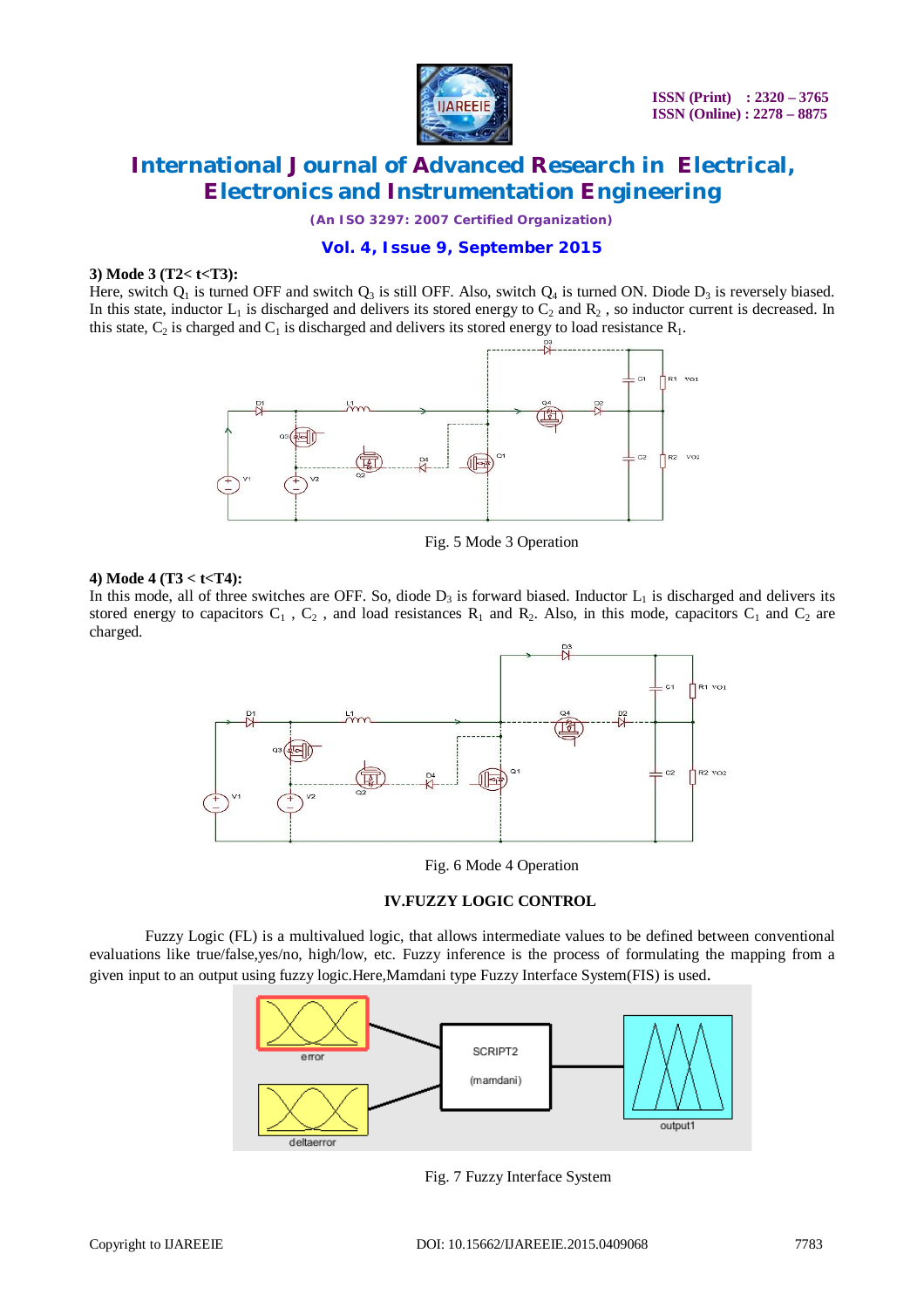**3) Mode 3 (T2< t<T3):**

Here, switch $Q_1$ is turned OFF and switch $Q_3$ is still OFF. Also, switch $Q_4$ is turned ON. Diode $D_3$ is reversely biased. In this state, inductor $L_1$ is discharged and delivers its stored energy to $C_2$ and $R_2$ , so inductor current is decreased. In this state, $C_2$ is charged and $C_1$ is discharged and delivers its stored energy to load resistance $R_1$.

Fig. 5 Mode 3 Operation

**4) Mode 4 (T3 < t<T4):**

In this mode, all of three switches are OFF. So, diode $D_3$ is forward biased. Inductor $L_1$ is discharged and delivers its stored energy to capacitors $C_1$ , $C_2$ , and load resistances $R_1$ and $R_2$. Also, in this mode, capacitors $C_1$ and $C_2$ are charged.

Fig. 6 Mode 4 Operation

## IV.FUZZY LOGIC CONTROL

Fuzzy Logic (FL) is a multivalued logic, that allows intermediate values to be defined between conventional evaluations like true/false,yes/no, high/low, etc. Fuzzy inference is the process of formulating the mapping from a given input to an output using fuzzy logic.Here,Mamdani type Fuzzy Interface System(FIS) is used.

Fig. 7 Fuzzy Interface System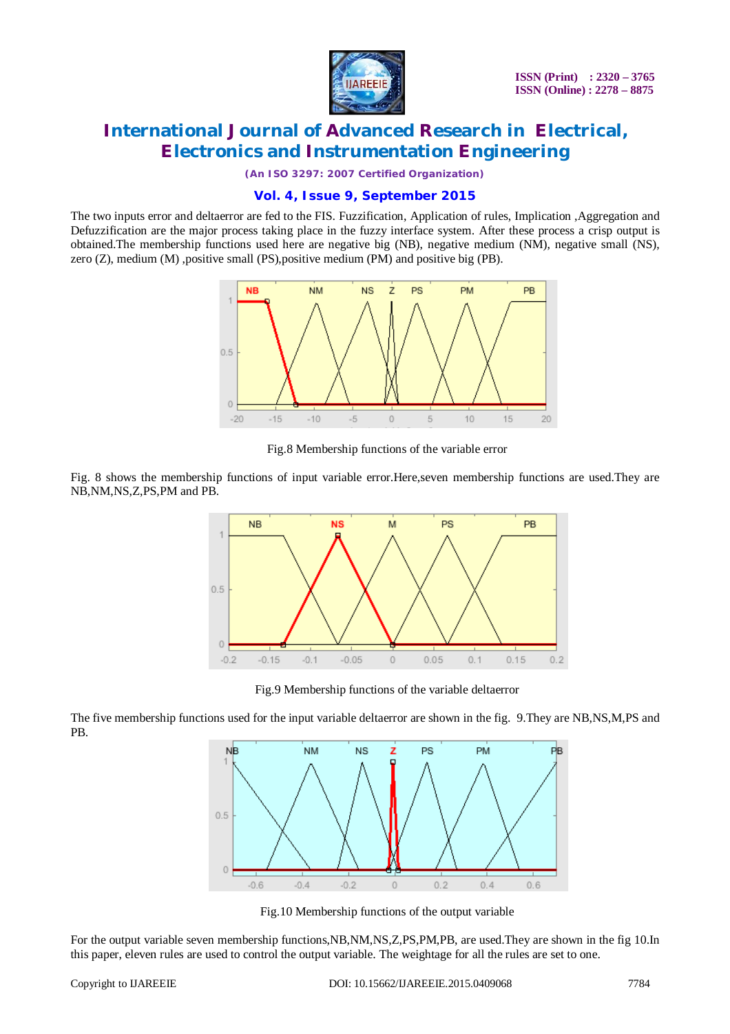The two inputs error and deltaerror are fed to the FIS. Fuzzification, Application of rules, Implication ,Aggregation and Defuzzification are the major process taking place in the fuzzy interface system. After these process a crisp output is obtained.The membership functions used here are negative big (NB), negative medium (NM), negative small (NS), zero (Z), medium (M) ,positive small (PS),positive medium (PM) and positive big (PB).

Fig.8 Membership functions of the variable error

Fig. 8 shows the membership functions of input variable error.Here,seven membership functions are used.They are NB,NM,NS,Z,PS,PM and PB.

Fig.9 Membership functions of the variable deltaerror

The five membership functions used for the input variable deltaerror are shown in the fig. 9.They are NB,NS,M,PS and PB.

Fig.10 Membership functions of the output variable

For the output variable seven membership functions,NB,NM,NS,Z,PS,PM,PB, are used.They are shown in the fig 10.In this paper, eleven rules are used to control the output variable. The weightage for all the rules are set to one.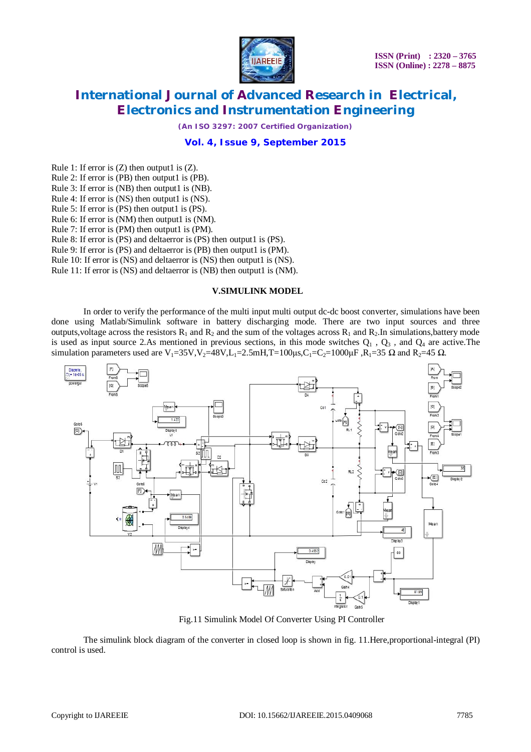Rule 1: If error is (Z) then output1 is (Z).
Rule 2: If error is (PB) then output1 is (PB).
Rule 3: If error is (NB) then output1 is (NB).
Rule 4: If error is (NS) then output1 is (NS).
Rule 5: If error is (PS) then output1 is (PS).
Rule 6: If error is (NM) then output1 is (NM).
Rule 7: If error is (PM) then output1 is (PM).
Rule 8: If error is (PS) and deltaerror is (PS) then output1 is (PS).
Rule 9: If error is (PS) and deltaerror is (PB) then output1 is (PM).
Rule 10: If error is (NS) and deltaerror is (NS) then output1 is (NS).
Rule 11: If error is (NS) and deltaerror is (NB) then output1 is (NM).

## V.SIMULINK MODEL

In order to verify the performance of the multi input multi output dc-dc boost converter, simulations have been done using Matlab/Simulink software in battery discharging mode. There are two input sources and three outputs,voltage across the resistors $R_1$ and $R_2$ and the sum of the voltages across $R_1$ and $R_2$.In simulations,battery mode is used as input source 2.As mentioned in previous sections, in this mode switches $Q_1$ , $Q_3$ , and $Q_4$ are active.The simulation parameters used are $V_1$=35V,$V_2$=48V,$L_1$=2.5mH,T=100μs,$C_1$=$C_2$=1000μF ,$R_1$=35 Ω and $R_2$=45 Ω.

Fig.11 Simulink Model Of Converter Using PI Controller

The simulink block diagram of the converter in closed loop is shown in fig. 11.Here,proportional-integral (PI) control is used.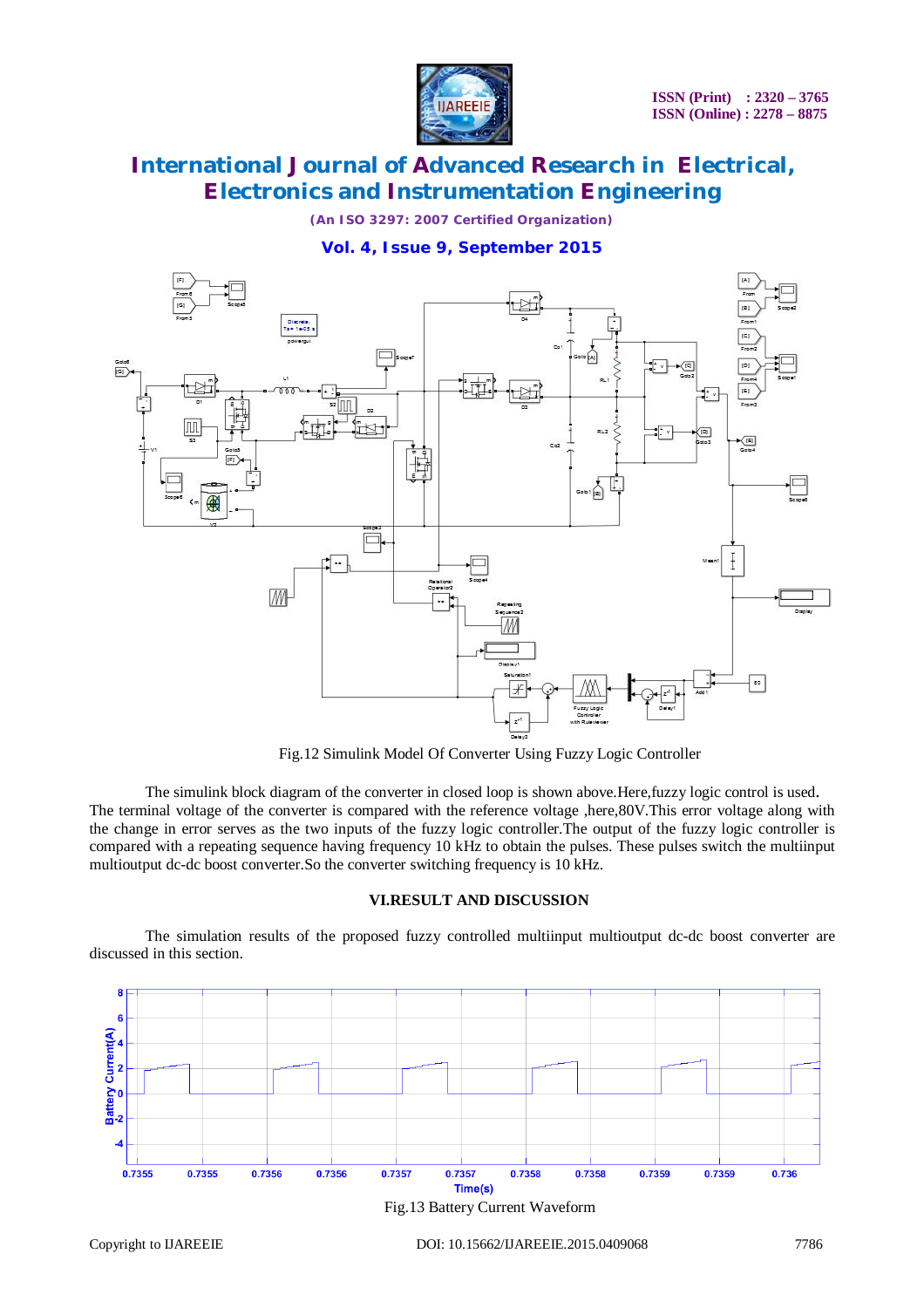Fig.12 Simulink Model Of Converter Using Fuzzy Logic Controller

The simulink block diagram of the converter in closed loop is shown above.Here,fuzzy logic control is used. The terminal voltage of the converter is compared with the reference voltage ,here,80V.This error voltage along with the change in error serves as the two inputs of the fuzzy logic controller.The output of the fuzzy logic controller is compared with a repeating sequence having frequency 10 kHz to obtain the pulses. These pulses switch the multiinput multioutput dc-dc boost converter.So the converter switching frequency is 10 kHz.

## VI.RESULT AND DISCUSSION

The simulation results of the proposed fuzzy controlled multiinput multioutput dc-dc boost converter are discussed in this section.

Fig.13 Battery Current Waveform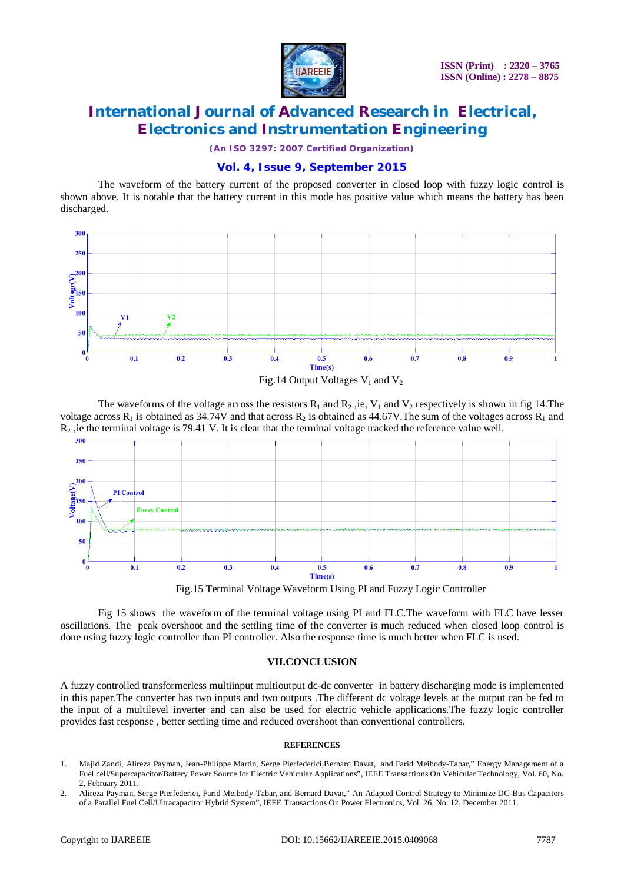The waveform of the battery current of the proposed converter in closed loop with fuzzy logic control is shown above. It is notable that the battery current in this mode has positive value which means the battery has been discharged.

Fig.14 Output Voltages $V_1$ and $V_2$

The waveforms of the voltage across the resistors $R_1$ and $R_2$ ,ie, $V_1$ and $V_2$ respectively is shown in fig 14.The voltage across $R_1$ is obtained as 34.74V and that across $R_2$ is obtained as 44.67V.The sum of the voltages across $R_1$ and $R_2$ ,ie the terminal voltage is 79.41 V. It is clear that the terminal voltage tracked the reference value well.

Fig.15 Terminal Voltage Waveform Using PI and Fuzzy Logic Controller

Fig 15 shows the waveform of the terminal voltage using PI and FLC.The waveform with FLC have lesser oscillations. The peak overshoot and the settling time of the converter is much reduced when closed loop control is done using fuzzy logic controller than PI controller. Also the response time is much better when FLC is used.

## VII.CONCLUSION

A fuzzy controlled transformerless multiinput multioutput dc-dc converter in battery discharging mode is implemented in this paper.The converter has two inputs and two outputs .The different dc voltage levels at the output can be fed to the input of a multilevel inverter and can also be used for electric vehicle applications.The fuzzy logic controller provides fast response , better settling time and reduced overshoot than conventional controllers.

## REFERENCES

1. Majid Zandi, Alireza Payman, Jean-Philippe Martin, Serge Pierfederici,Bernard Davat, and Farid Meibody-Tabar," Energy Management of a Fuel cell/Supercapacitor/Battery Power Source for Electric Vehicular Applications", IEEE Transactions On Vehicular Technology, Vol. 60, No. 2, February 2011.
2. Alireza Payman, Serge Pierfederici, Farid Meibody-Tabar, and Bernard Davat," An Adapted Control Strategy to Minimize DC-Bus Capacitors of a Parallel Fuel Cell/Ultracapacitor Hybrid System", IEEE Transactions On Power Electronics, Vol. 26, No. 12, December 2011.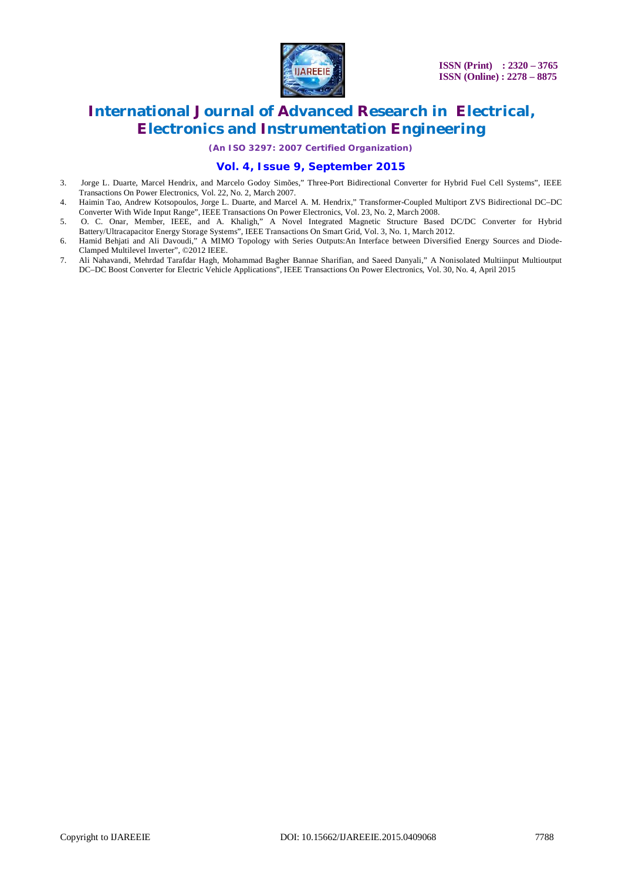3. Jorge L. Duarte, Marcel Hendrix, and Marcelo Godoy Simões," Three-Port Bidirectional Converter for Hybrid Fuel Cell Systems", IEEE Transactions On Power Electronics, Vol. 22, No. 2, March 2007.
4. Haimin Tao, Andrew Kotsopoulos, Jorge L. Duarte, and Marcel A. M. Hendrix," Transformer-Coupled Multiport ZVS Bidirectional DC–DC Converter With Wide Input Range", IEEE Transactions On Power Electronics, Vol. 23, No. 2, March 2008.
5. O. C. Onar, Member, IEEE, and A. Khaligh," A Novel Integrated Magnetic Structure Based DC/DC Converter for Hybrid Battery/Ultracapacitor Energy Storage Systems", IEEE Transactions On Smart Grid, Vol. 3, No. 1, March 2012.
6. Hamid Behjati and Ali Davoudi," A MIMO Topology with Series Outputs:An Interface between Diversified Energy Sources and Diode-Clamped Multilevel Inverter", ©2012 IEEE.
7. Ali Nahavandi, Mehrdad Tarafdar Hagh, Mohammad Bagher Bannae Sharifian, and Saeed Danyali," A Nonisolated Multiinput Multioutput DC–DC Boost Converter for Electric Vehicle Applications", IEEE Transactions On Power Electronics, Vol. 30, No. 4, April 2015